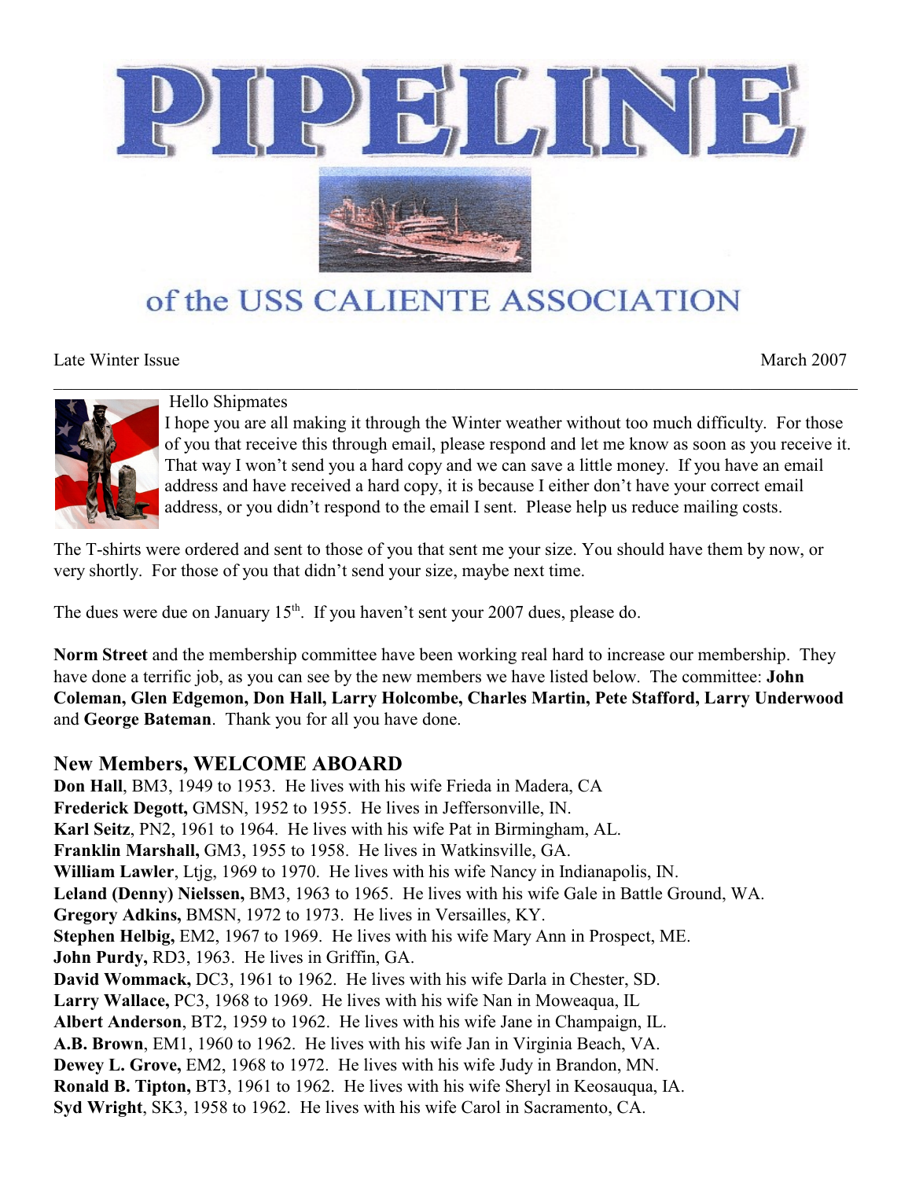# PIPELINE

## of the USS CALIENTE ASSOCIATION

Late Winter Issue March 2007

Hello Shipmates

I hope you are all making it through the Winter weather without too much difficulty. For those of you that receive this through email, please respond and let me know as soon as you receive it. That way I won't send you a hard copy and we can save a little money. If you have an email address and have received a hard copy, it is because I either don't have your correct email address, or you didn't respond to the email I sent. Please help us reduce mailing costs.

The T-shirts were ordered and sent to those of you that sent me your size. You should have them by now, or very shortly. For those of you that didn't send your size, maybe next time.

The dues were due on January 15th. If you haven't sent your 2007 dues, please do.

**Norm Street** and the membership committee have been working real hard to increase our membership. They have done a terrific job, as you can see by the new members we have listed below. The committee: **John Coleman, Glen Edgemon, Don Hall, Larry Holcombe, Charles Martin, Pete Stafford, Larry Underwood** and **George Bateman**. Thank you for all you have done.

## New Members, WELCOME ABOARD

**Don Hall**, BM3, 1949 to 1953. He lives with his wife Frieda in Madera, CA
**Frederick Degott,** GMSN, 1952 to 1955. He lives in Jeffersonville, IN.
**Karl Seitz**, PN2, 1961 to 1964. He lives with his wife Pat in Birmingham, AL.
**Franklin Marshall,** GM3, 1955 to 1958. He lives in Watkinsville, GA.
**William Lawler**, Ltjg, 1969 to 1970. He lives with his wife Nancy in Indianapolis, IN.
**Leland (Denny) Nielssen,** BM3, 1963 to 1965. He lives with his wife Gale in Battle Ground, WA.
**Gregory Adkins,** BMSN, 1972 to 1973. He lives in Versailles, KY.
**Stephen Helbig,** EM2, 1967 to 1969. He lives with his wife Mary Ann in Prospect, ME.
**John Purdy,** RD3, 1963. He lives in Griffin, GA.
**David Wommack,** DC3, 1961 to 1962. He lives with his wife Darla in Chester, SD.
**Larry Wallace,** PC3, 1968 to 1969. He lives with his wife Nan in Moweaqua, IL
**Albert Anderson**, BT2, 1959 to 1962. He lives with his wife Jane in Champaign, IL.
**A.B. Brown**, EM1, 1960 to 1962. He lives with his wife Jan in Virginia Beach, VA.
**Dewey L. Grove,** EM2, 1968 to 1972. He lives with his wife Judy in Brandon, MN.
**Ronald B. Tipton,** BT3, 1961 to 1962. He lives with his wife Sheryl in Keosauqua, IA.
**Syd Wright**, SK3, 1958 to 1962. He lives with his wife Carol in Sacramento, CA.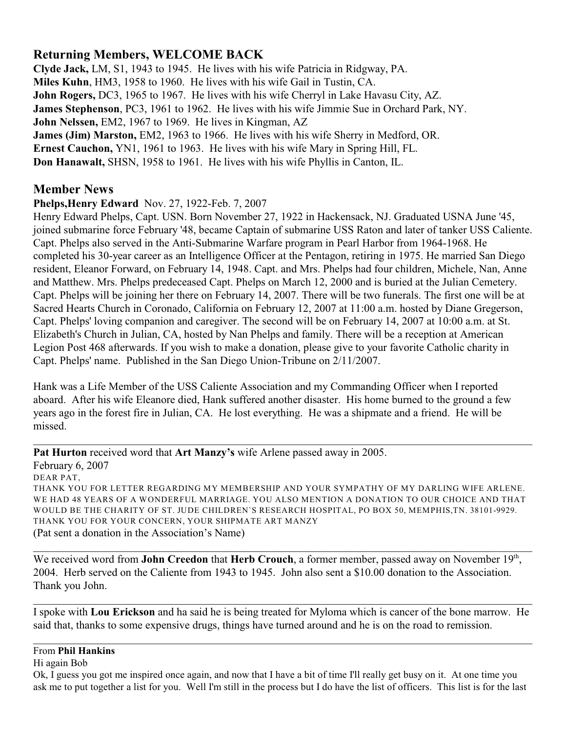## Returning Members, WELCOME BACK

**Clyde Jack,** LM, S1, 1943 to 1945. He lives with his wife Patricia in Ridgway, PA.
**Miles Kuhn**, HM3, 1958 to 1960. He lives with his wife Gail in Tustin, CA.
**John Rogers,** DC3, 1965 to 1967. He lives with his wife Cherryl in Lake Havasu City, AZ.
**James Stephenson**, PC3, 1961 to 1962. He lives with his wife Jimmie Sue in Orchard Park, NY.
**John Nelssen,** EM2, 1967 to 1969. He lives in Kingman, AZ
**James (Jim) Marston,** EM2, 1963 to 1966. He lives with his wife Sherry in Medford, OR.
**Ernest Cauchon,** YN1, 1961 to 1963. He lives with his wife Mary in Spring Hill, FL.
**Don Hanawalt,** SHSN, 1958 to 1961. He lives with his wife Phyllis in Canton, IL.

## Member News

**Phelps,Henry Edward** Nov. 27, 1922-Feb. 7, 2007

Henry Edward Phelps, Capt. USN. Born November 27, 1922 in Hackensack, NJ. Graduated USNA June '45, joined submarine force February '48, became Captain of submarine USS Raton and later of tanker USS Caliente. Capt. Phelps also served in the Anti-Submarine Warfare program in Pearl Harbor from 1964-1968. He completed his 30-year career as an Intelligence Officer at the Pentagon, retiring in 1975. He married San Diego resident, Eleanor Forward, on February 14, 1948. Capt. and Mrs. Phelps had four children, Michele, Nan, Anne and Matthew. Mrs. Phelps predeceased Capt. Phelps on March 12, 2000 and is buried at the Julian Cemetery. Capt. Phelps will be joining her there on February 14, 2007. There will be two funerals. The first one will be at Sacred Hearts Church in Coronado, California on February 12, 2007 at 11:00 a.m. hosted by Diane Gregerson, Capt. Phelps' loving companion and caregiver. The second will be on February 14, 2007 at 10:00 a.m. at St. Elizabeth's Church in Julian, CA, hosted by Nan Phelps and family. There will be a reception at American Legion Post 468 afterwards. If you wish to make a donation, please give to your favorite Catholic charity in Capt. Phelps' name. Published in the San Diego Union-Tribune on 2/11/2007.

Hank was a Life Member of the USS Caliente Association and my Commanding Officer when I reported aboard. After his wife Eleanore died, Hank suffered another disaster. His home burned to the ground a few years ago in the forest fire in Julian, CA. He lost everything. He was a shipmate and a friend. He will be missed.

---

**Pat Hurton** received word that **Art Manzy's** wife Arlene passed away in 2005.

February 6, 2007

DEAR PAT,

THANK YOU FOR LETTER REGARDING MY MEMBERSHIP AND YOUR SYMPATHY OF MY DARLING WIFE ARLENE. WE HAD 48 YEARS OF A WONDERFUL MARRIAGE. YOU ALSO MENTION A DONATION TO OUR CHOICE AND THAT WOULD BE THE CHARITY OF ST. JUDE CHILDREN`S RESEARCH HOSPITAL, PO BOX 50, MEMPHIS,TN. 38101-9929. THANK YOU FOR YOUR CONCERN, YOUR SHIPMATE ART MANZY

(Pat sent a donation in the Association's Name)

---

We received word from **John Creedon** that **Herb Crouch**, a former member, passed away on November 19th, 2004. Herb served on the Caliente from 1943 to 1945. John also sent a $10.00 donation to the Association. Thank you John.

---

I spoke with **Lou Erickson** and ha said he is being treated for Myloma which is cancer of the bone marrow. He said that, thanks to some expensive drugs, things have turned around and he is on the road to remission.

---

From **Phil Hankins**

Hi again Bob

Ok, I guess you got me inspired once again, and now that I have a bit of time I'll really get busy on it. At one time you ask me to put together a list for you. Well I'm still in the process but I do have the list of officers. This list is for the last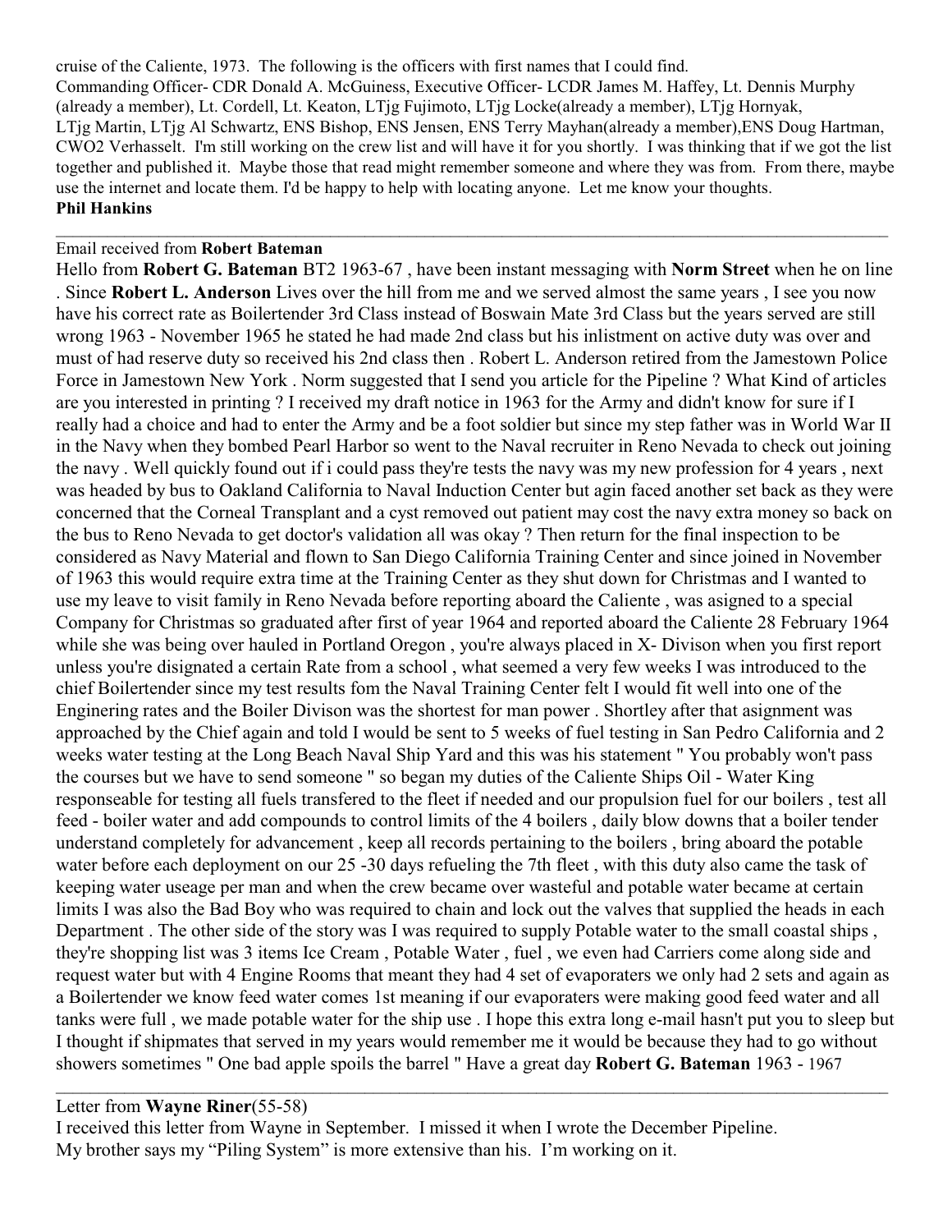cruise of the Caliente, 1973. The following is the officers with first names that I could find.
Commanding Officer- CDR Donald A. McGuiness, Executive Officer- LCDR James M. Haffey, Lt. Dennis Murphy (already a member), Lt. Cordell, Lt. Keaton, LTjg Fujimoto, LTjg Locke(already a member), LTjg Hornyak, LTjg Martin, LTjg Al Schwartz, ENS Bishop, ENS Jensen, ENS Terry Mayhan(already a member),ENS Doug Hartman, CWO2 Verhasselt. I'm still working on the crew list and will have it for you shortly. I was thinking that if we got the list together and published it. Maybe those that read might remember someone and where they was from. From there, maybe use the internet and locate them. I'd be happy to help with locating anyone. Let me know your thoughts.
**Phil Hankins**

---

Email received from **Robert Bateman**

Hello from **Robert G. Bateman** BT2 1963-67 , have been instant messaging with **Norm Street** when he on line . Since **Robert L. Anderson** Lives over the hill from me and we served almost the same years , I see you now have his correct rate as Boilertender 3rd Class instead of Boswain Mate 3rd Class but the years served are still wrong 1963 - November 1965 he stated he had made 2nd class but his inlistment on active duty was over and must of had reserve duty so received his 2nd class then . Robert L. Anderson retired from the Jamestown Police Force in Jamestown New York . Norm suggested that I send you article for the Pipeline ? What Kind of articles are you interested in printing ? I received my draft notice in 1963 for the Army and didn't know for sure if I really had a choice and had to enter the Army and be a foot soldier but since my step father was in World War II in the Navy when they bombed Pearl Harbor so went to the Naval recruiter in Reno Nevada to check out joining the navy . Well quickly found out if i could pass they're tests the navy was my new profession for 4 years , next was headed by bus to Oakland California to Naval Induction Center but agin faced another set back as they were concerned that the Corneal Transplant and a cyst removed out patient may cost the navy extra money so back on the bus to Reno Nevada to get doctor's validation all was okay ? Then return for the final inspection to be considered as Navy Material and flown to San Diego California Training Center and since joined in November of 1963 this would require extra time at the Training Center as they shut down for Christmas and I wanted to use my leave to visit family in Reno Nevada before reporting aboard the Caliente , was asigned to a special Company for Christmas so graduated after first of year 1964 and reported aboard the Caliente 28 February 1964 while she was being over hauled in Portland Oregon , you're always placed in X- Divison when you first report unless you're disignated a certain Rate from a school , what seemed a very few weeks I was introduced to the chief Boilertender since my test results fom the Naval Training Center felt I would fit well into one of the Enginering rates and the Boiler Divison was the shortest for man power . Shortley after that asignment was approached by the Chief again and told I would be sent to 5 weeks of fuel testing in San Pedro California and 2 weeks water testing at the Long Beach Naval Ship Yard and this was his statement " You probably won't pass the courses but we have to send someone " so began my duties of the Caliente Ships Oil - Water King responseable for testing all fuels transfered to the fleet if needed and our propulsion fuel for our boilers , test all feed - boiler water and add compounds to control limits of the 4 boilers , daily blow downs that a boiler tender understand completely for advancement , keep all records pertaining to the boilers , bring aboard the potable water before each deployment on our 25 -30 days refueling the 7th fleet , with this duty also came the task of keeping water useage per man and when the crew became over wasteful and potable water became at certain limits I was also the Bad Boy who was required to chain and lock out the valves that supplied the heads in each Department . The other side of the story was I was required to supply Potable water to the small coastal ships , they're shopping list was 3 items Ice Cream , Potable Water , fuel , we even had Carriers come along side and request water but with 4 Engine Rooms that meant they had 4 set of evaporaters we only had 2 sets and again as a Boilertender we know feed water comes 1st meaning if our evaporaters were making good feed water and all tanks were full , we made potable water for the ship use . I hope this extra long e-mail hasn't put you to sleep but I thought if shipmates that served in my years would remember me it would be because they had to go without showers sometimes " One bad apple spoils the barrel " Have a great day **Robert G. Bateman** 1963 - 1967

---

Letter from **Wayne Riner**(55-58)

I received this letter from Wayne in September. I missed it when I wrote the December Pipeline.
My brother says my "Piling System" is more extensive than his. I'm working on it.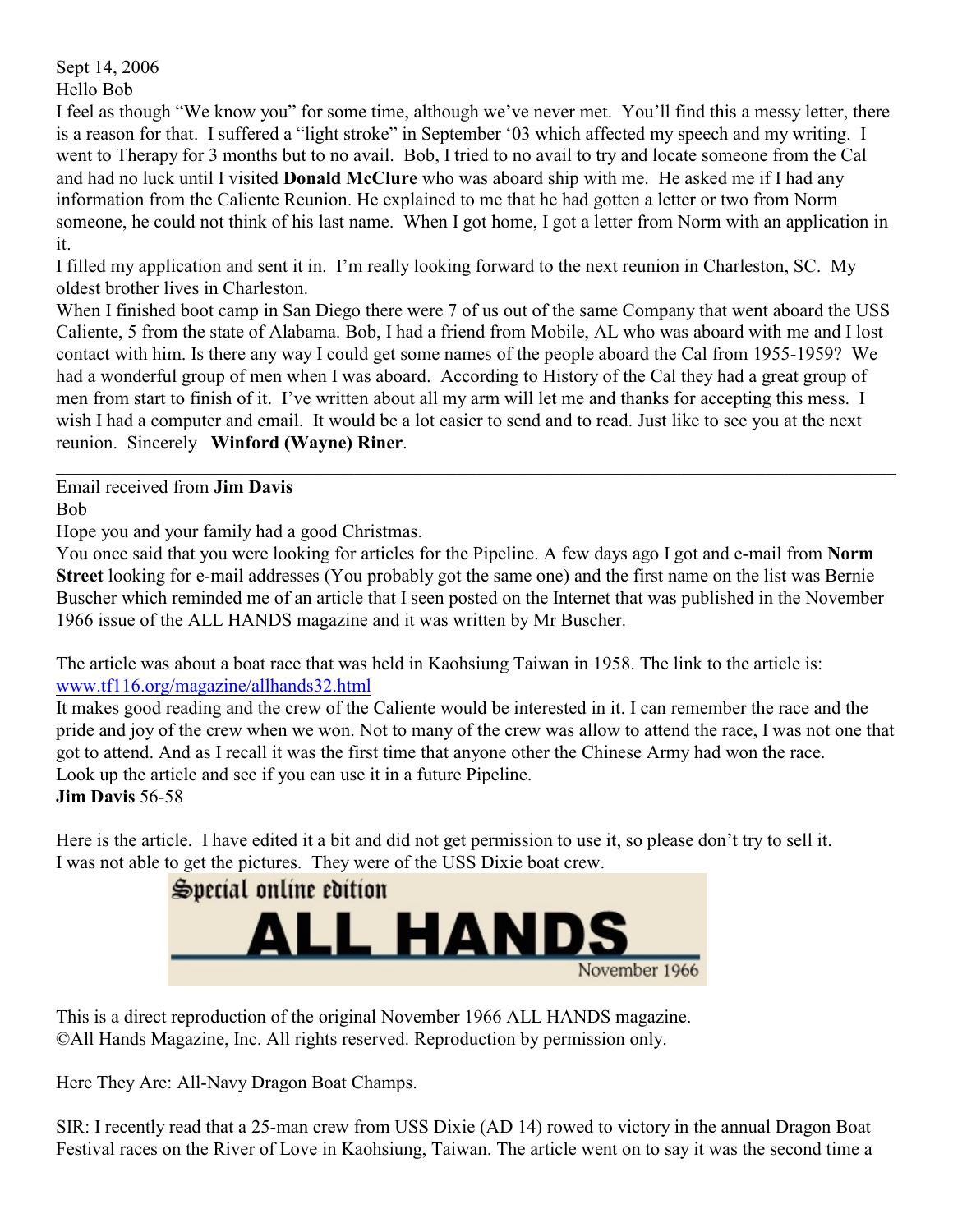Sept 14, 2006
Hello Bob

I feel as though "We know you" for some time, although we've never met. You'll find this a messy letter, there is a reason for that. I suffered a "light stroke" in September '03 which affected my speech and my writing. I went to Therapy for 3 months but to no avail. Bob, I tried to no avail to try and locate someone from the Cal and had no luck until I visited **Donald McClure** who was aboard ship with me. He asked me if I had any information from the Caliente Reunion. He explained to me that he had gotten a letter or two from Norm someone, he could not think of his last name. When I got home, I got a letter from Norm with an application in it.

I filled my application and sent it in. I'm really looking forward to the next reunion in Charleston, SC. My oldest brother lives in Charleston.

When I finished boot camp in San Diego there were 7 of us out of the same Company that went aboard the USS Caliente, 5 from the state of Alabama. Bob, I had a friend from Mobile, AL who was aboard with me and I lost contact with him. Is there any way I could get some names of the people aboard the Cal from 1955-1959? We had a wonderful group of men when I was aboard. According to History of the Cal they had a great group of men from start to finish of it. I've written about all my arm will let me and thanks for accepting this mess. I wish I had a computer and email. It would be a lot easier to send and to read. Just like to see you at the next reunion. Sincerely **Winford (Wayne) Riner**.

---

Email received from **Jim Davis**

Bob

Hope you and your family had a good Christmas.

You once said that you were looking for articles for the Pipeline. A few days ago I got and e-mail from **Norm Street** looking for e-mail addresses (You probably got the same one) and the first name on the list was Bernie Buscher which reminded me of an article that I seen posted on the Internet that was published in the November 1966 issue of the ALL HANDS magazine and it was written by Mr Buscher.

The article was about a boat race that was held in Kaohsiung Taiwan in 1958. The link to the article is: www.tf116.org/magazine/allhands32.html

It makes good reading and the crew of the Caliente would be interested in it. I can remember the race and the pride and joy of the crew when we won. Not to many of the crew was allow to attend the race, I was not one that got to attend. And as I recall it was the first time that anyone other the Chinese Army had won the race.

Look up the article and see if you can use it in a future Pipeline.

**Jim Davis** 56-58

Here is the article. I have edited it a bit and did not get permission to use it, so please don't try to sell it. I was not able to get the pictures. They were of the USS Dixie boat crew.

Special online edition

# ALL HANDS

November 1966

This is a direct reproduction of the original November 1966 ALL HANDS magazine.
©All Hands Magazine, Inc. All rights reserved. Reproduction by permission only.

Here They Are: All-Navy Dragon Boat Champs.

SIR: I recently read that a 25-man crew from USS Dixie (AD 14) rowed to victory in the annual Dragon Boat Festival races on the River of Love in Kaohsiung, Taiwan. The article went on to say it was the second time a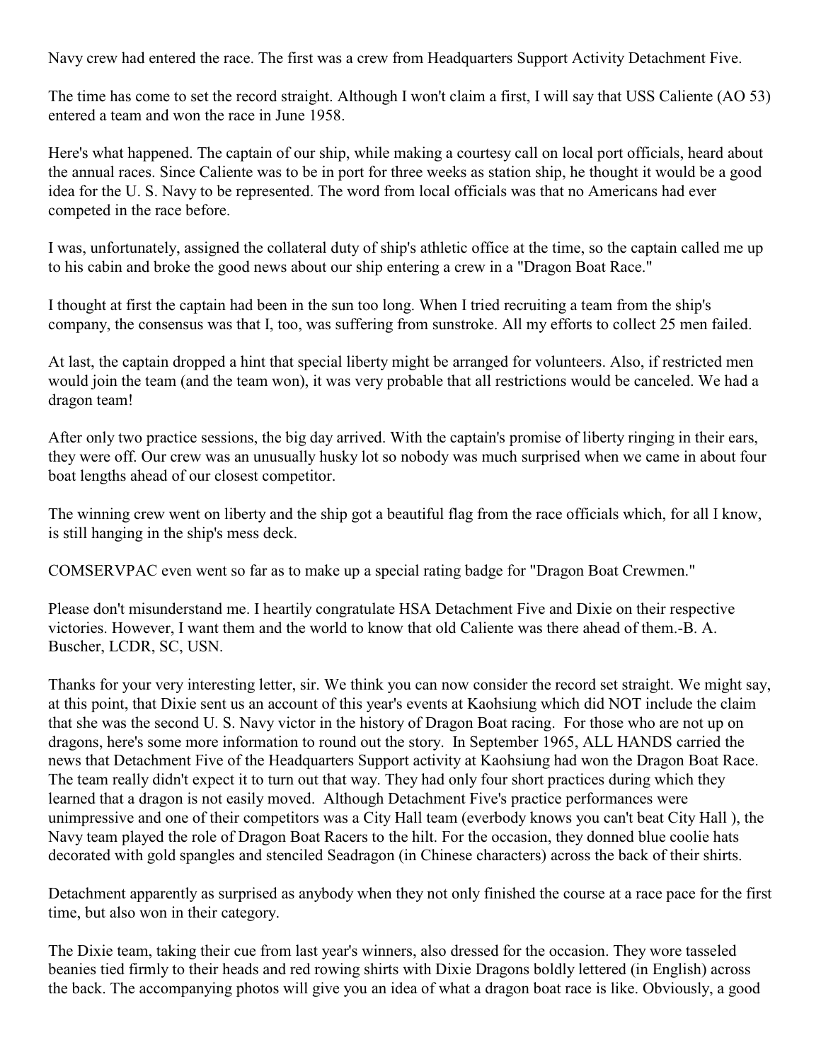Navy crew had entered the race. The first was a crew from Headquarters Support Activity Detachment Five.

The time has come to set the record straight. Although I won't claim a first, I will say that USS Caliente (AO 53) entered a team and won the race in June 1958.

Here's what happened. The captain of our ship, while making a courtesy call on local port officials, heard about the annual races. Since Caliente was to be in port for three weeks as station ship, he thought it would be a good idea for the U. S. Navy to be represented. The word from local officials was that no Americans had ever competed in the race before.

I was, unfortunately, assigned the collateral duty of ship's athletic office at the time, so the captain called me up to his cabin and broke the good news about our ship entering a crew in a "Dragon Boat Race."

I thought at first the captain had been in the sun too long. When I tried recruiting a team from the ship's company, the consensus was that I, too, was suffering from sunstroke. All my efforts to collect 25 men failed.

At last, the captain dropped a hint that special liberty might be arranged for volunteers. Also, if restricted men would join the team (and the team won), it was very probable that all restrictions would be canceled. We had a dragon team!

After only two practice sessions, the big day arrived. With the captain's promise of liberty ringing in their ears, they were off. Our crew was an unusually husky lot so nobody was much surprised when we came in about four boat lengths ahead of our closest competitor.

The winning crew went on liberty and the ship got a beautiful flag from the race officials which, for all I know, is still hanging in the ship's mess deck.

COMSERVPAC even went so far as to make up a special rating badge for "Dragon Boat Crewmen."

Please don't misunderstand me. I heartily congratulate HSA Detachment Five and Dixie on their respective victories. However, I want them and the world to know that old Caliente was there ahead of them.-B. A. Buscher, LCDR, SC, USN.

Thanks for your very interesting letter, sir. We think you can now consider the record set straight. We might say, at this point, that Dixie sent us an account of this year's events at Kaohsiung which did NOT include the claim that she was the second U. S. Navy victor in the history of Dragon Boat racing. For those who are not up on dragons, here's some more information to round out the story. In September 1965, ALL HANDS carried the news that Detachment Five of the Headquarters Support activity at Kaohsiung had won the Dragon Boat Race. The team really didn't expect it to turn out that way. They had only four short practices during which they learned that a dragon is not easily moved. Although Detachment Five's practice performances were unimpressive and one of their competitors was a City Hall team (everbody knows you can't beat City Hall ), the Navy team played the role of Dragon Boat Racers to the hilt. For the occasion, they donned blue coolie hats decorated with gold spangles and stenciled Seadragon (in Chinese characters) across the back of their shirts.

Detachment apparently as surprised as anybody when they not only finished the course at a race pace for the first time, but also won in their category.

The Dixie team, taking their cue from last year's winners, also dressed for the occasion. They wore tasseled beanies tied firmly to their heads and red rowing shirts with Dixie Dragons boldly lettered (in English) across the back. The accompanying photos will give you an idea of what a dragon boat race is like. Obviously, a good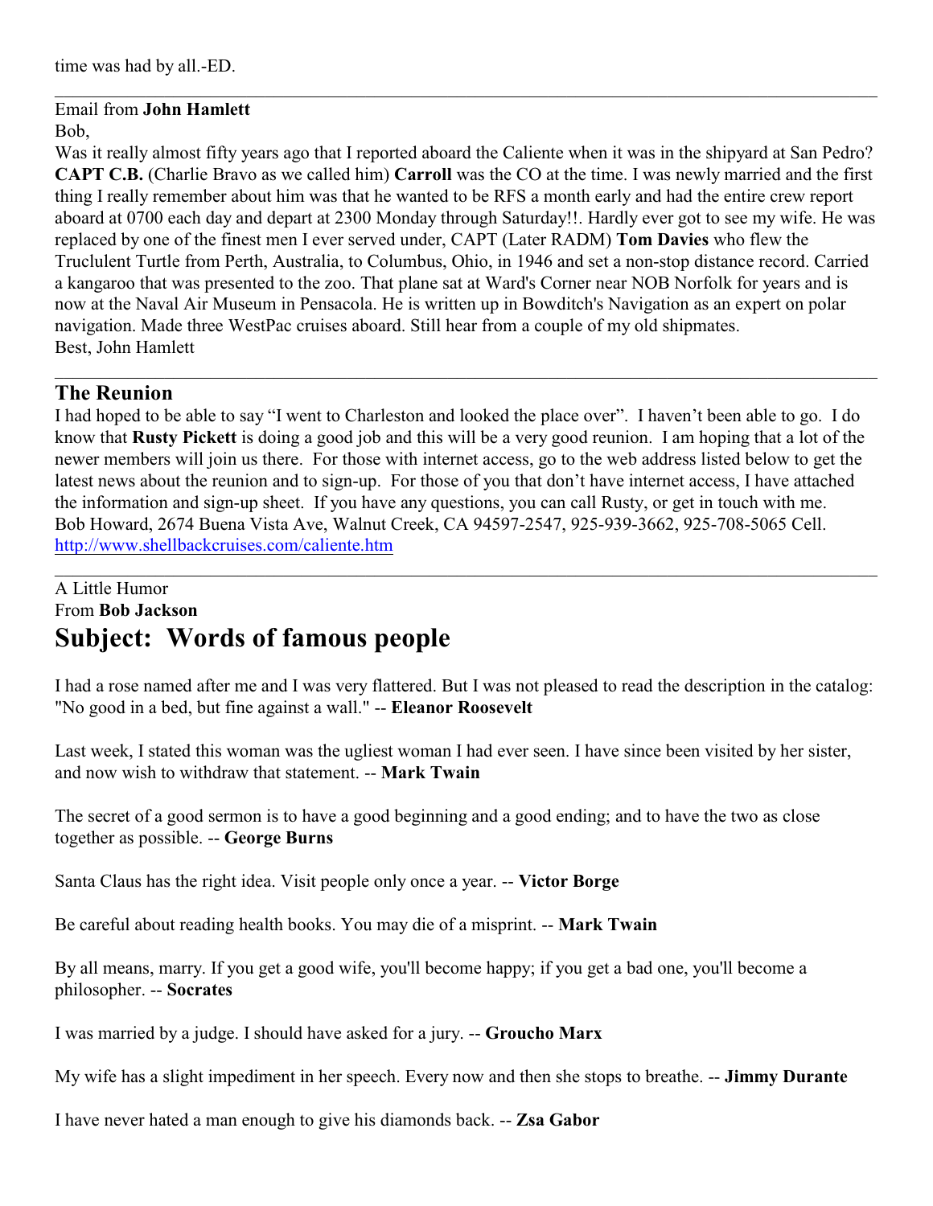time was had by all.-ED.

---

Email from **John Hamlett**

Bob,

Was it really almost fifty years ago that I reported aboard the Caliente when it was in the shipyard at San Pedro? **CAPT C.B.** (Charlie Bravo as we called him) **Carroll** was the CO at the time. I was newly married and the first thing I really remember about him was that he wanted to be RFS a month early and had the entire crew report aboard at 0700 each day and depart at 2300 Monday through Saturday!!. Hardly ever got to see my wife. He was replaced by one of the finest men I ever served under, CAPT (Later RADM) **Tom Davies** who flew the Truclulent Turtle from Perth, Australia, to Columbus, Ohio, in 1946 and set a non-stop distance record. Carried a kangaroo that was presented to the zoo. That plane sat at Ward's Corner near NOB Norfolk for years and is now at the Naval Air Museum in Pensacola. He is written up in Bowditch's Navigation as an expert on polar navigation. Made three WestPac cruises aboard. Still hear from a couple of my old shipmates.

Best, John Hamlett

---

## The Reunion

I had hoped to be able to say "I went to Charleston and looked the place over". I haven't been able to go. I do know that **Rusty Pickett** is doing a good job and this will be a very good reunion. I am hoping that a lot of the newer members will join us there. For those with internet access, go to the web address listed below to get the latest news about the reunion and to sign-up. For those of you that don't have internet access, I have attached the information and sign-up sheet. If you have any questions, you can call Rusty, or get in touch with me.

Bob Howard, 2674 Buena Vista Ave, Walnut Creek, CA 94597-2547, 925-939-3662, 925-708-5065 Cell.

http://www.shellbackcruises.com/caliente.htm

---

A Little Humor

From **Bob Jackson**

# Subject: Words of famous people

I had a rose named after me and I was very flattered. But I was not pleased to read the description in the catalog: "No good in a bed, but fine against a wall." -- **Eleanor Roosevelt**

Last week, I stated this woman was the ugliest woman I had ever seen. I have since been visited by her sister, and now wish to withdraw that statement. -- **Mark Twain**

The secret of a good sermon is to have a good beginning and a good ending; and to have the two as close together as possible. -- **George Burns**

Santa Claus has the right idea. Visit people only once a year. -- **Victor Borge**

Be careful about reading health books. You may die of a misprint. -- **Mark Twain**

By all means, marry. If you get a good wife, you'll become happy; if you get a bad one, you'll become a philosopher. -- **Socrates**

I was married by a judge. I should have asked for a jury. -- **Groucho Marx**

My wife has a slight impediment in her speech. Every now and then she stops to breathe. -- **Jimmy Durante**

I have never hated a man enough to give his diamonds back. -- **Zsa Gabor**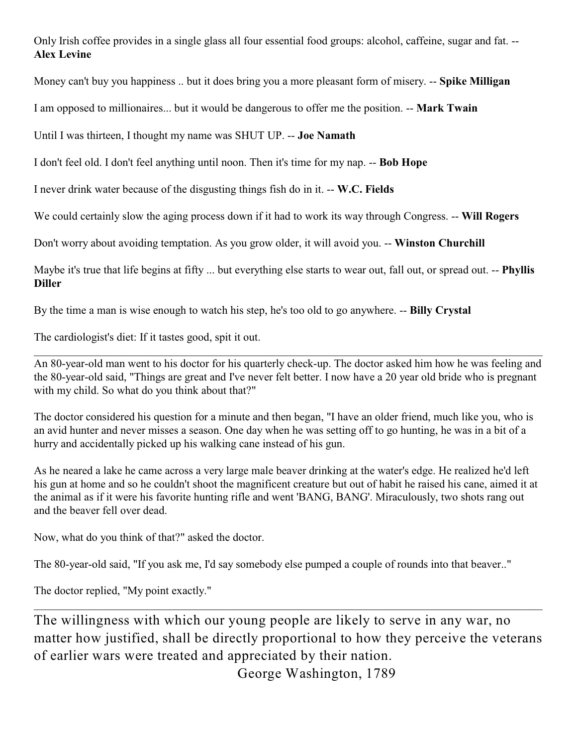Only Irish coffee provides in a single glass all four essential food groups: alcohol, caffeine, sugar and fat. -- **Alex Levine**

Money can't buy you happiness .. but it does bring you a more pleasant form of misery. -- **Spike Milligan**

I am opposed to millionaires... but it would be dangerous to offer me the position. -- **Mark Twain**

Until I was thirteen, I thought my name was SHUT UP. -- **Joe Namath**

I don't feel old. I don't feel anything until noon. Then it's time for my nap. -- **Bob Hope**

I never drink water because of the disgusting things fish do in it. -- **W.C. Fields**

We could certainly slow the aging process down if it had to work its way through Congress. -- **Will Rogers**

Don't worry about avoiding temptation. As you grow older, it will avoid you. -- **Winston Churchill**

Maybe it's true that life begins at fifty ... but everything else starts to wear out, fall out, or spread out. -- **Phyllis Diller**

By the time a man is wise enough to watch his step, he's too old to go anywhere. -- **Billy Crystal**

The cardiologist's diet: If it tastes good, spit it out.

---

An 80-year-old man went to his doctor for his quarterly check-up. The doctor asked him how he was feeling and the 80-year-old said, "Things are great and I've never felt better. I now have a 20 year old bride who is pregnant with my child. So what do you think about that?"

The doctor considered his question for a minute and then began, "I have an older friend, much like you, who is an avid hunter and never misses a season. One day when he was setting off to go hunting, he was in a bit of a hurry and accidentally picked up his walking cane instead of his gun.

As he neared a lake he came across a very large male beaver drinking at the water's edge. He realized he'd left his gun at home and so he couldn't shoot the magnificent creature but out of habit he raised his cane, aimed it at the animal as if it were his favorite hunting rifle and went 'BANG, BANG'. Miraculously, two shots rang out and the beaver fell over dead.

Now, what do you think of that?" asked the doctor.

The 80-year-old said, "If you ask me, I'd say somebody else pumped a couple of rounds into that beaver.."

The doctor replied, "My point exactly."

---

The willingness with which our young people are likely to serve in any war, no matter how justified, shall be directly proportional to how they perceive the veterans of earlier wars were treated and appreciated by their nation.

George Washington, 1789